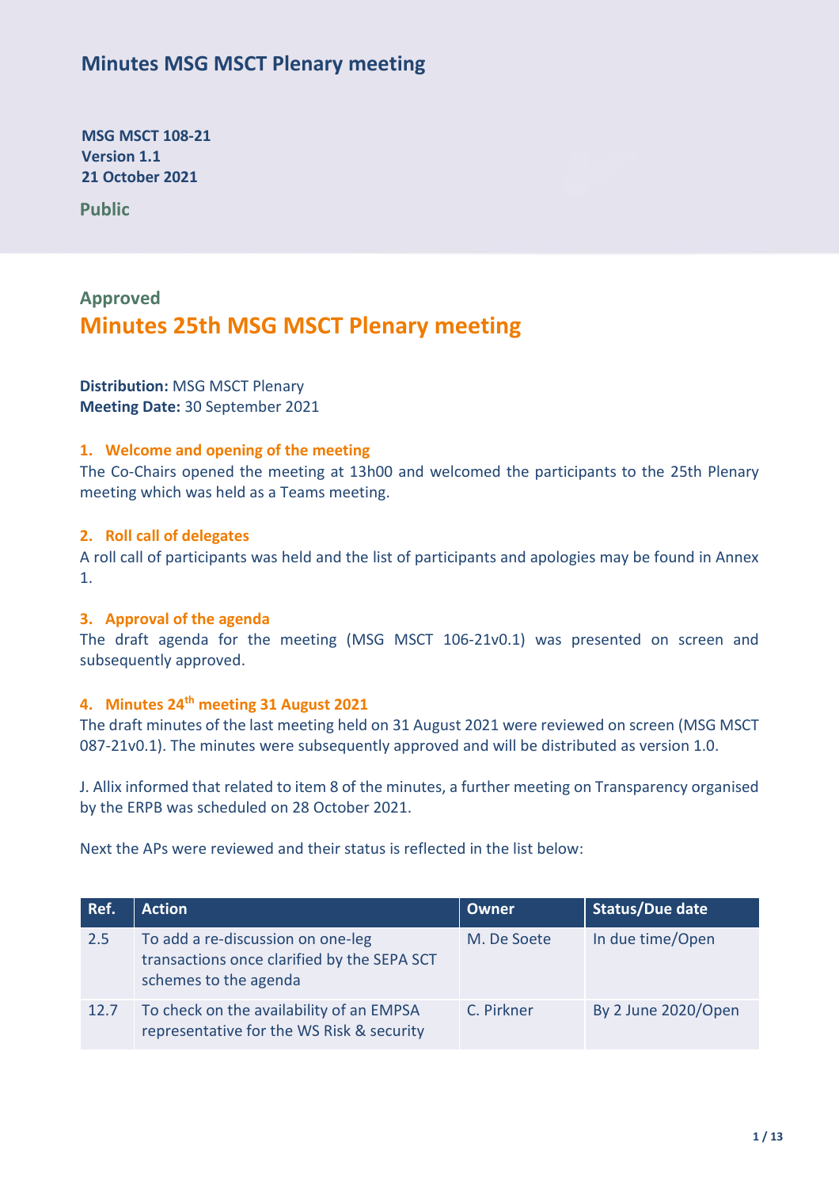## Minutes MSG MSCT Plenary meeting

**MSG MSCT 108-21**
**Version 1.1**
**21 October 2021**

**Public**

**Approved**

# Minutes 25th MSG MSCT Plenary meeting

**Distribution:** MSG MSCT Plenary
**Meeting Date:** 30 September 2021

### 1. Welcome and opening of the meeting

The Co-Chairs opened the meeting at 13h00 and welcomed the participants to the 25th Plenary meeting which was held as a Teams meeting.

### 2. Roll call of delegates

A roll call of participants was held and the list of participants and apologies may be found in Annex 1.

### 3. Approval of the agenda

The draft agenda for the meeting (MSG MSCT 106-21v0.1) was presented on screen and subsequently approved.

### 4. Minutes 24th meeting 31 August 2021

The draft minutes of the last meeting held on 31 August 2021 were reviewed on screen (MSG MSCT 087-21v0.1). The minutes were subsequently approved and will be distributed as version 1.0.

J. Allix informed that related to item 8 of the minutes, a further meeting on Transparency organised by the ERPB was scheduled on 28 October 2021.

Next the APs were reviewed and their status is reflected in the list below:

| Ref. | Action | Owner | Status/Due date |
|---|---|---|---|
| 2.5 | To add a re-discussion on one-leg transactions once clarified by the SEPA SCT schemes to the agenda | M. De Soete | In due time/Open |
| 12.7 | To check on the availability of an EMPSA representative for the WS Risk & security | C. Pirkner | By 2 June 2020/Open |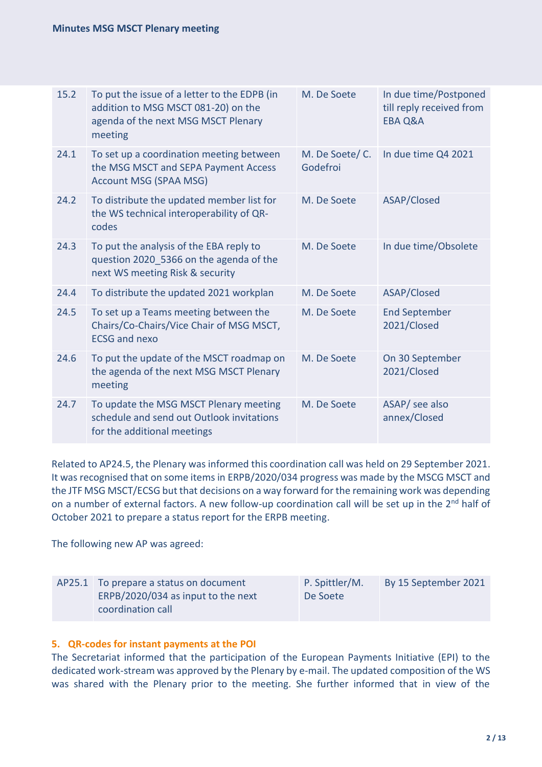| 15.2 | To put the issue of a letter to the EDPB (in addition to MSG MSCT 081-20) on the agenda of the next MSG MSCT Plenary meeting | M. De Soete | In due time/Postponed till reply received from EBA Q&A |
|---|---|---|---|
| 24.1 | To set up a coordination meeting between the MSG MSCT and SEPA Payment Access Account MSG (SPAA MSG) | M. De Soete/ C. Godefroi | In due time Q4 2021 |
| 24.2 | To distribute the updated member list for the WS technical interoperability of QR-codes | M. De Soete | ASAP/Closed |
| 24.3 | To put the analysis of the EBA reply to question 2020_5366 on the agenda of the next WS meeting Risk & security | M. De Soete | In due time/Obsolete |
| 24.4 | To distribute the updated 2021 workplan | M. De Soete | ASAP/Closed |
| 24.5 | To set up a Teams meeting between the Chairs/Co-Chairs/Vice Chair of MSG MSCT, ECSG and nexo | M. De Soete | End September 2021/Closed |
| 24.6 | To put the update of the MSCT roadmap on the agenda of the next MSG MSCT Plenary meeting | M. De Soete | On 30 September 2021/Closed |
| 24.7 | To update the MSG MSCT Plenary meeting schedule and send out Outlook invitations for the additional meetings | M. De Soete | ASAP/ see also annex/Closed |

Related to AP24.5, the Plenary was informed this coordination call was held on 29 September 2021. It was recognised that on some items in ERPB/2020/034 progress was made by the MSCG MSCT and the JTF MSG MSCT/ECSG but that decisions on a way forward for the remaining work was depending on a number of external factors. A new follow-up coordination call will be set up in the 2nd half of October 2021 to prepare a status report for the ERPB meeting.

The following new AP was agreed:

| AP25.1 | To prepare a status on document ERPB/2020/034 as input to the next coordination call | P. Spittler/M. De Soete | By 15 September 2021 |
|---|---|---|---|

## 5. QR-codes for instant payments at the POI

The Secretariat informed that the participation of the European Payments Initiative (EPI) to the dedicated work-stream was approved by the Plenary by e-mail. The updated composition of the WS was shared with the Plenary prior to the meeting. She further informed that in view of the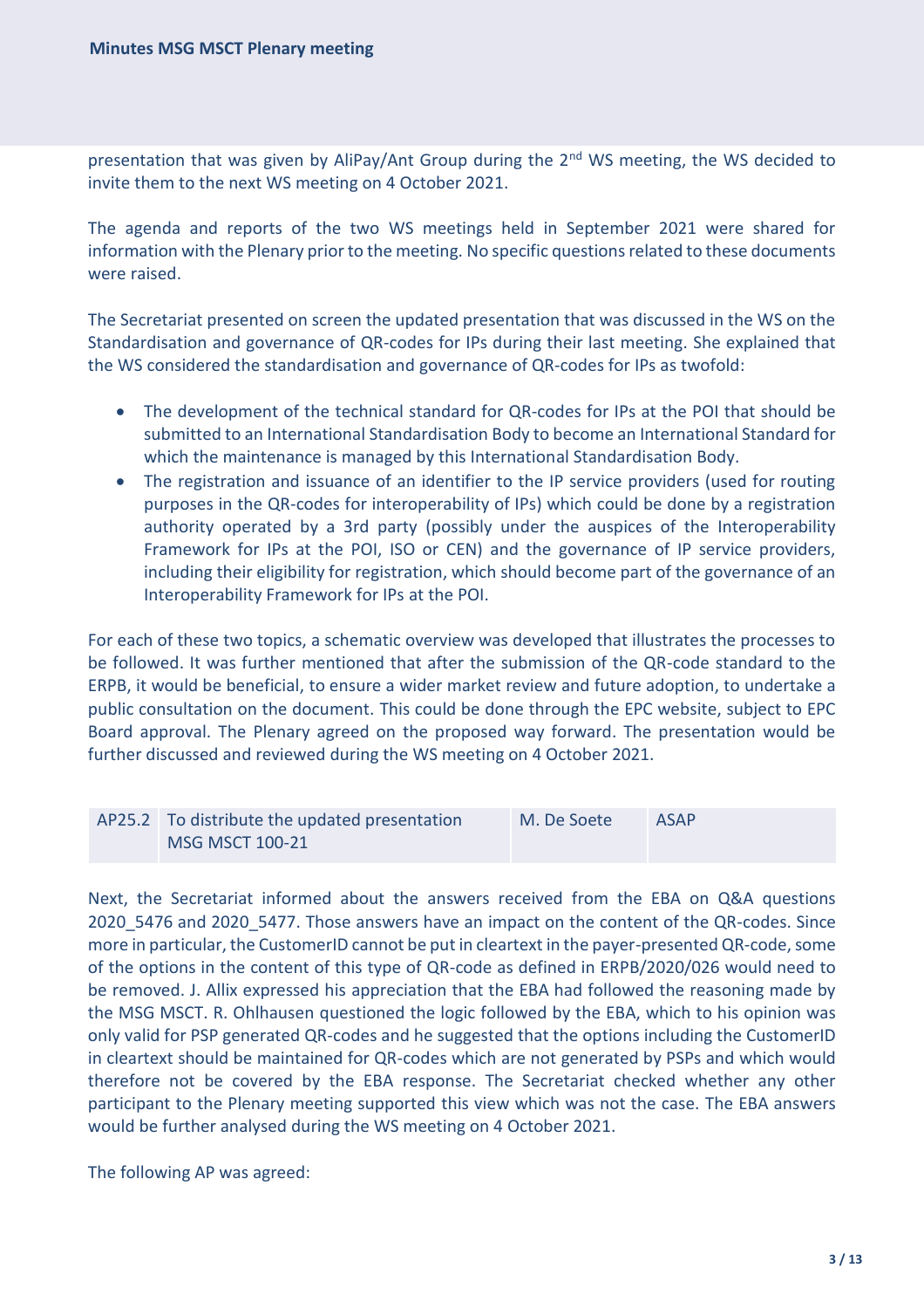presentation that was given by AliPay/Ant Group during the 2nd WS meeting, the WS decided to invite them to the next WS meeting on 4 October 2021.

The agenda and reports of the two WS meetings held in September 2021 were shared for information with the Plenary prior to the meeting. No specific questions related to these documents were raised.

The Secretariat presented on screen the updated presentation that was discussed in the WS on the Standardisation and governance of QR-codes for IPs during their last meeting. She explained that the WS considered the standardisation and governance of QR-codes for IPs as twofold:

- The development of the technical standard for QR-codes for IPs at the POI that should be submitted to an International Standardisation Body to become an International Standard for which the maintenance is managed by this International Standardisation Body.
- The registration and issuance of an identifier to the IP service providers (used for routing purposes in the QR-codes for interoperability of IPs) which could be done by a registration authority operated by a 3rd party (possibly under the auspices of the Interoperability Framework for IPs at the POI, ISO or CEN) and the governance of IP service providers, including their eligibility for registration, which should become part of the governance of an Interoperability Framework for IPs at the POI.

For each of these two topics, a schematic overview was developed that illustrates the processes to be followed. It was further mentioned that after the submission of the QR-code standard to the ERPB, it would be beneficial, to ensure a wider market review and future adoption, to undertake a public consultation on the document. This could be done through the EPC website, subject to EPC Board approval. The Plenary agreed on the proposed way forward. The presentation would be further discussed and reviewed during the WS meeting on 4 October 2021.

| AP25.2 | To distribute the updated presentation MSG MSCT 100-21 | M. De Soete | ASAP |
|---|---|---|---|

Next, the Secretariat informed about the answers received from the EBA on Q&A questions 2020_5476 and 2020_5477. Those answers have an impact on the content of the QR-codes. Since more in particular, the CustomerID cannot be put in cleartext in the payer-presented QR-code, some of the options in the content of this type of QR-code as defined in ERPB/2020/026 would need to be removed. J. Allix expressed his appreciation that the EBA had followed the reasoning made by the MSG MSCT. R. Ohlhausen questioned the logic followed by the EBA, which to his opinion was only valid for PSP generated QR-codes and he suggested that the options including the CustomerID in cleartext should be maintained for QR-codes which are not generated by PSPs and which would therefore not be covered by the EBA response. The Secretariat checked whether any other participant to the Plenary meeting supported this view which was not the case. The EBA answers would be further analysed during the WS meeting on 4 October 2021.

The following AP was agreed: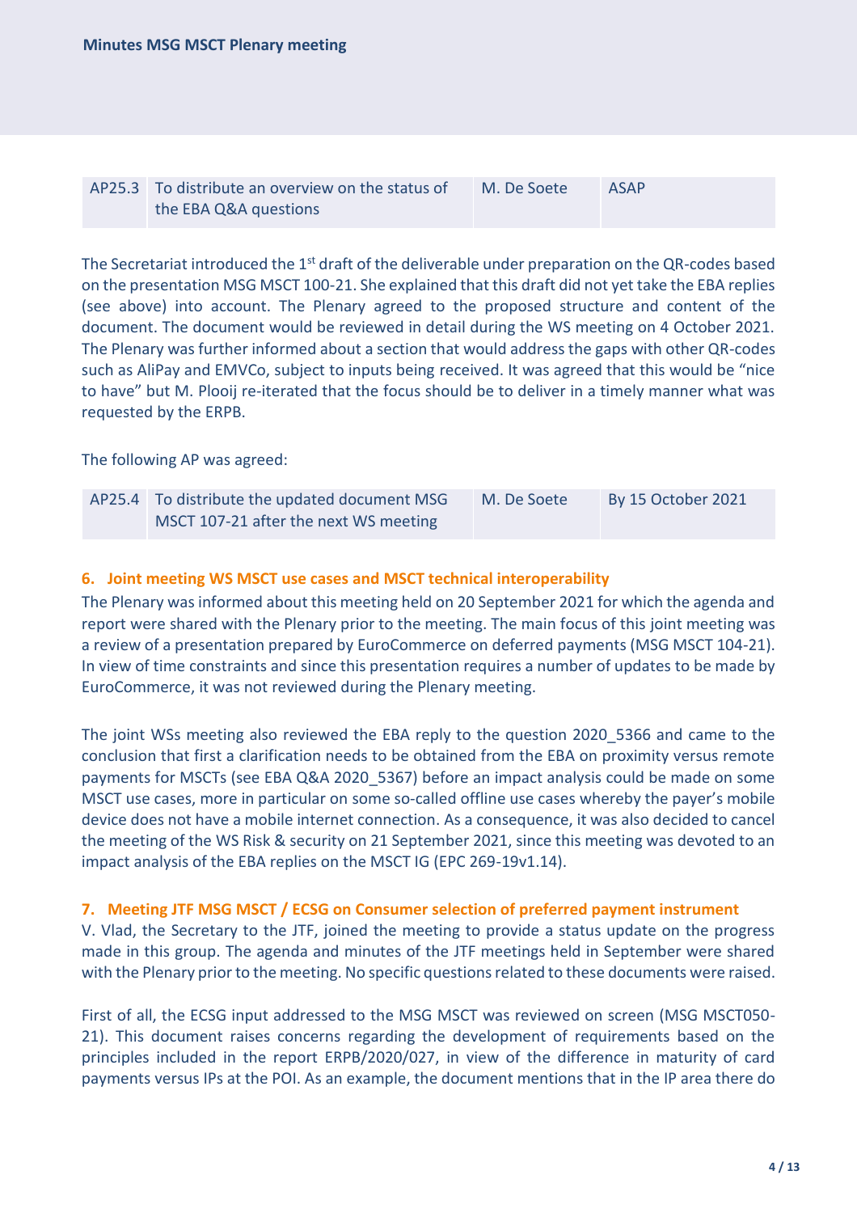| AP25.3 | To distribute an overview on the status of the EBA Q&A questions | M. De Soete | ASAP |
|---|---|---|---|

The Secretariat introduced the 1st draft of the deliverable under preparation on the QR-codes based on the presentation MSG MSCT 100-21. She explained that this draft did not yet take the EBA replies (see above) into account. The Plenary agreed to the proposed structure and content of the document. The document would be reviewed in detail during the WS meeting on 4 October 2021. The Plenary was further informed about a section that would address the gaps with other QR-codes such as AliPay and EMVCo, subject to inputs being received. It was agreed that this would be "nice to have" but M. Plooij re-iterated that the focus should be to deliver in a timely manner what was requested by the ERPB.

The following AP was agreed:

| AP25.4 | To distribute the updated document MSG MSCT 107-21 after the next WS meeting | M. De Soete | By 15 October 2021 |
|---|---|---|---|

## 6. Joint meeting WS MSCT use cases and MSCT technical interoperability

The Plenary was informed about this meeting held on 20 September 2021 for which the agenda and report were shared with the Plenary prior to the meeting. The main focus of this joint meeting was a review of a presentation prepared by EuroCommerce on deferred payments (MSG MSCT 104-21). In view of time constraints and since this presentation requires a number of updates to be made by EuroCommerce, it was not reviewed during the Plenary meeting.

The joint WSs meeting also reviewed the EBA reply to the question 2020_5366 and came to the conclusion that first a clarification needs to be obtained from the EBA on proximity versus remote payments for MSCTs (see EBA Q&A 2020_5367) before an impact analysis could be made on some MSCT use cases, more in particular on some so-called offline use cases whereby the payer's mobile device does not have a mobile internet connection. As a consequence, it was also decided to cancel the meeting of the WS Risk & security on 21 September 2021, since this meeting was devoted to an impact analysis of the EBA replies on the MSCT IG (EPC 269-19v1.14).

## 7. Meeting JTF MSG MSCT / ECSG on Consumer selection of preferred payment instrument

V. Vlad, the Secretary to the JTF, joined the meeting to provide a status update on the progress made in this group. The agenda and minutes of the JTF meetings held in September were shared with the Plenary prior to the meeting. No specific questions related to these documents were raised.

First of all, the ECSG input addressed to the MSG MSCT was reviewed on screen (MSG MSCT050-21). This document raises concerns regarding the development of requirements based on the principles included in the report ERPB/2020/027, in view of the difference in maturity of card payments versus IPs at the POI. As an example, the document mentions that in the IP area there do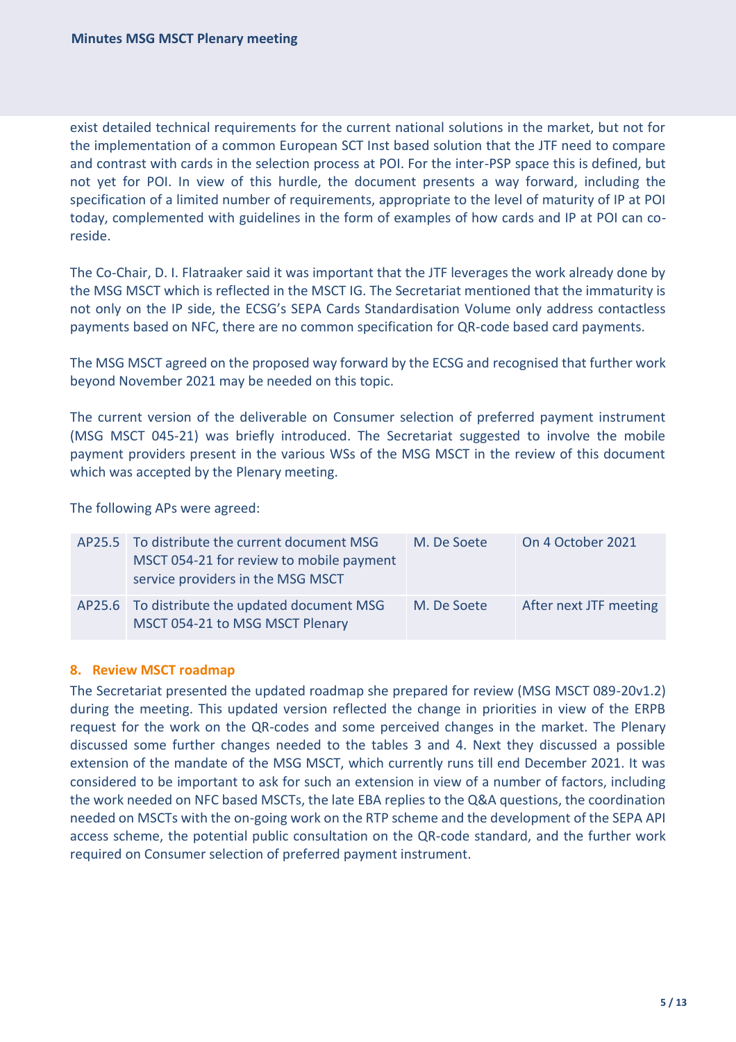exist detailed technical requirements for the current national solutions in the market, but not for the implementation of a common European SCT Inst based solution that the JTF need to compare and contrast with cards in the selection process at POI. For the inter-PSP space this is defined, but not yet for POI. In view of this hurdle, the document presents a way forward, including the specification of a limited number of requirements, appropriate to the level of maturity of IP at POI today, complemented with guidelines in the form of examples of how cards and IP at POI can co-reside.

The Co-Chair, D. I. Flatraaker said it was important that the JTF leverages the work already done by the MSG MSCT which is reflected in the MSCT IG. The Secretariat mentioned that the immaturity is not only on the IP side, the ECSG's SEPA Cards Standardisation Volume only address contactless payments based on NFC, there are no common specification for QR-code based card payments.

The MSG MSCT agreed on the proposed way forward by the ECSG and recognised that further work beyond November 2021 may be needed on this topic.

The current version of the deliverable on Consumer selection of preferred payment instrument (MSG MSCT 045-21) was briefly introduced. The Secretariat suggested to involve the mobile payment providers present in the various WSs of the MSG MSCT in the review of this document which was accepted by the Plenary meeting.

The following APs were agreed:

| | | | |
|---|---|---|---|
| AP25.5 | To distribute the current document MSG MSCT 054-21 for review to mobile payment service providers in the MSG MSCT | M. De Soete | On 4 October 2021 |
| AP25.6 | To distribute the updated document MSG MSCT 054-21 to MSG MSCT Plenary | M. De Soete | After next JTF meeting |

## 8. Review MSCT roadmap

The Secretariat presented the updated roadmap she prepared for review (MSG MSCT 089-20v1.2) during the meeting. This updated version reflected the change in priorities in view of the ERPB request for the work on the QR-codes and some perceived changes in the market. The Plenary discussed some further changes needed to the tables 3 and 4. Next they discussed a possible extension of the mandate of the MSG MSCT, which currently runs till end December 2021. It was considered to be important to ask for such an extension in view of a number of factors, including the work needed on NFC based MSCTs, the late EBA replies to the Q&A questions, the coordination needed on MSCTs with the on-going work on the RTP scheme and the development of the SEPA API access scheme, the potential public consultation on the QR-code standard, and the further work required on Consumer selection of preferred payment instrument.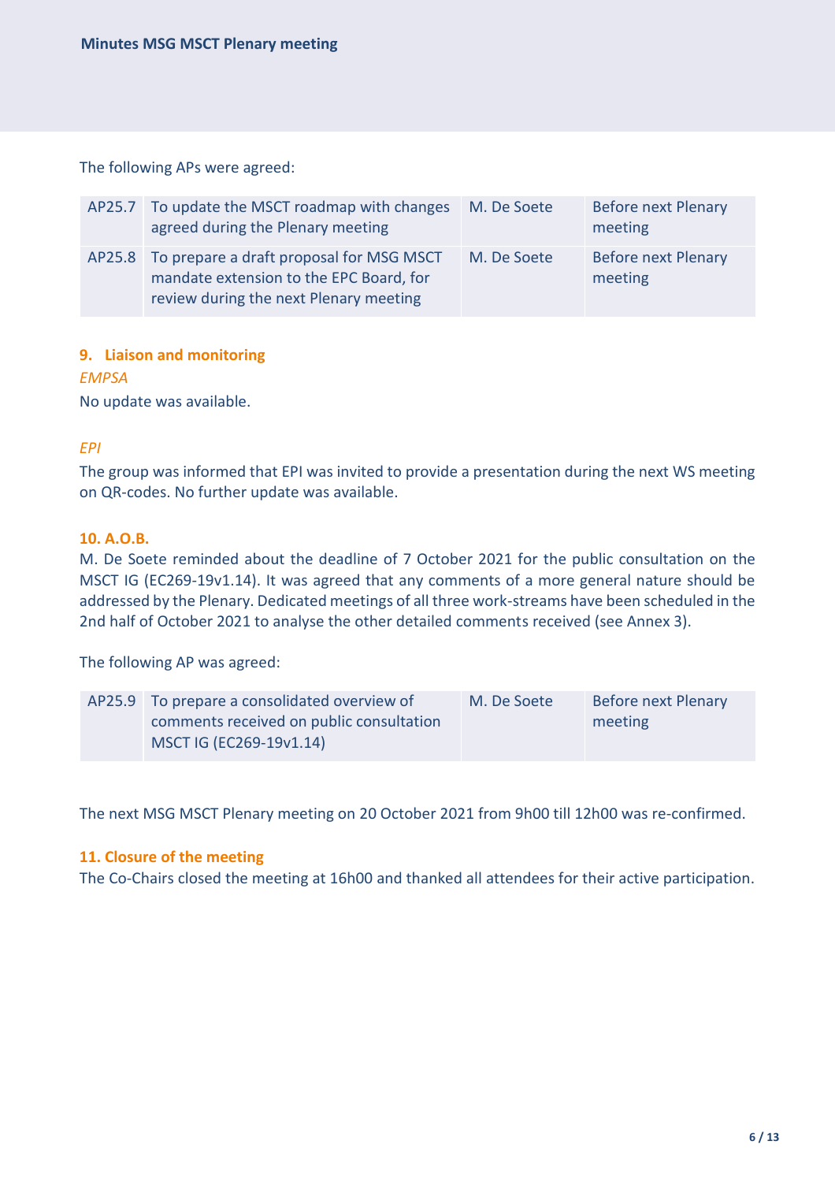The following APs were agreed:

| | | | |
|---|---|---|---|
| AP25.7 | To update the MSCT roadmap with changes agreed during the Plenary meeting | M. De Soete | Before next Plenary meeting |
| AP25.8 | To prepare a draft proposal for MSG MSCT mandate extension to the EPC Board, for review during the next Plenary meeting | M. De Soete | Before next Plenary meeting |

## 9. Liaison and monitoring

*EMPSA*

No update was available.

*EPI*

The group was informed that EPI was invited to provide a presentation during the next WS meeting on QR-codes. No further update was available.

## 10. A.O.B.

M. De Soete reminded about the deadline of 7 October 2021 for the public consultation on the MSCT IG (EC269-19v1.14). It was agreed that any comments of a more general nature should be addressed by the Plenary. Dedicated meetings of all three work-streams have been scheduled in the 2nd half of October 2021 to analyse the other detailed comments received (see Annex 3).

The following AP was agreed:

| | | | |
|---|---|---|---|
| AP25.9 | To prepare a consolidated overview of comments received on public consultation MSCT IG (EC269-19v1.14) | M. De Soete | Before next Plenary meeting |

The next MSG MSCT Plenary meeting on 20 October 2021 from 9h00 till 12h00 was re-confirmed.

## 11. Closure of the meeting

The Co-Chairs closed the meeting at 16h00 and thanked all attendees for their active participation.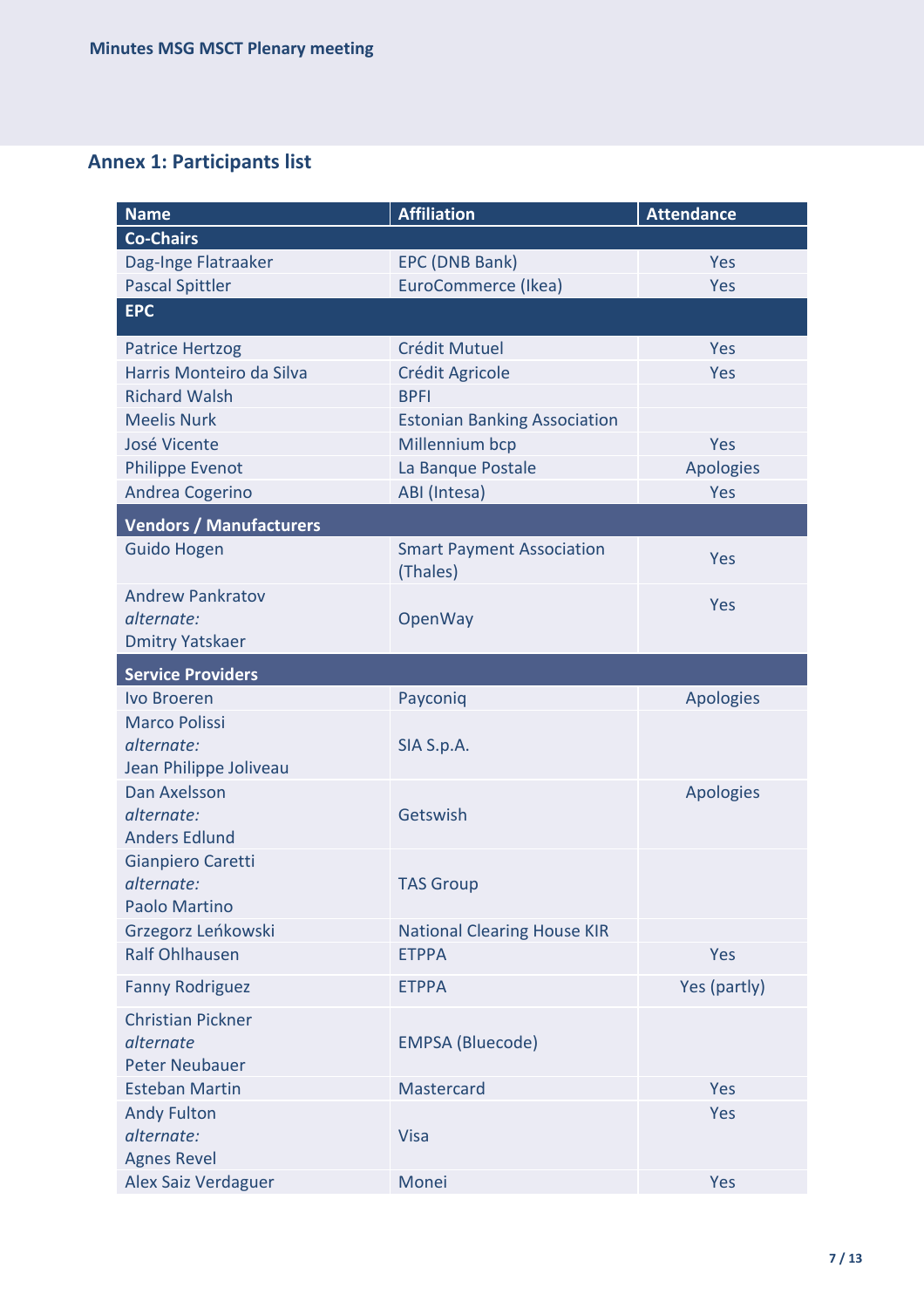## Annex 1: Participants list

| Name | Affiliation | Attendance |
|---|---|---|
| **Co-Chairs** | | |
| Dag-Inge Flatraaker | EPC (DNB Bank) | Yes |
| Pascal Spittler | EuroCommerce (Ikea) | Yes |
| **EPC** | | |
| Patrice Hertzog | Crédit Mutuel | Yes |
| Harris Monteiro da Silva | Crédit Agricole | Yes |
| Richard Walsh | BPFI | |
| Meelis Nurk | Estonian Banking Association | |
| José Vicente | Millennium bcp | Yes |
| Philippe Evenot | La Banque Postale | Apologies |
| Andrea Cogerino | ABI (Intesa) | Yes |
| **Vendors / Manufacturers** | | |
| Guido Hogen | Smart Payment Association (Thales) | Yes |
| Andrew Pankratov *alternate:* Dmitry Yatskaer | OpenWay | Yes |
| **Service Providers** | | |
| Ivo Broeren | Payconiq | Apologies |
| Marco Polissi *alternate:* Jean Philippe Joliveau | SIA S.p.A. | |
| Dan Axelsson *alternate:* Anders Edlund | Getswish | Apologies |
| Gianpiero Caretti *alternate:* Paolo Martino | TAS Group | |
| Grzegorz Leńkowski | National Clearing House KIR | |
| Ralf Ohlhausen | ETPPA | Yes |
| Fanny Rodriguez | ETPPA | Yes (partly) |
| Christian Pickner *alternate* Peter Neubauer | EMPSA (Bluecode) | |
| Esteban Martin | Mastercard | Yes |
| Andy Fulton *alternate:* Agnes Revel | Visa | Yes |
| Alex Saiz Verdaguer | Monei | Yes |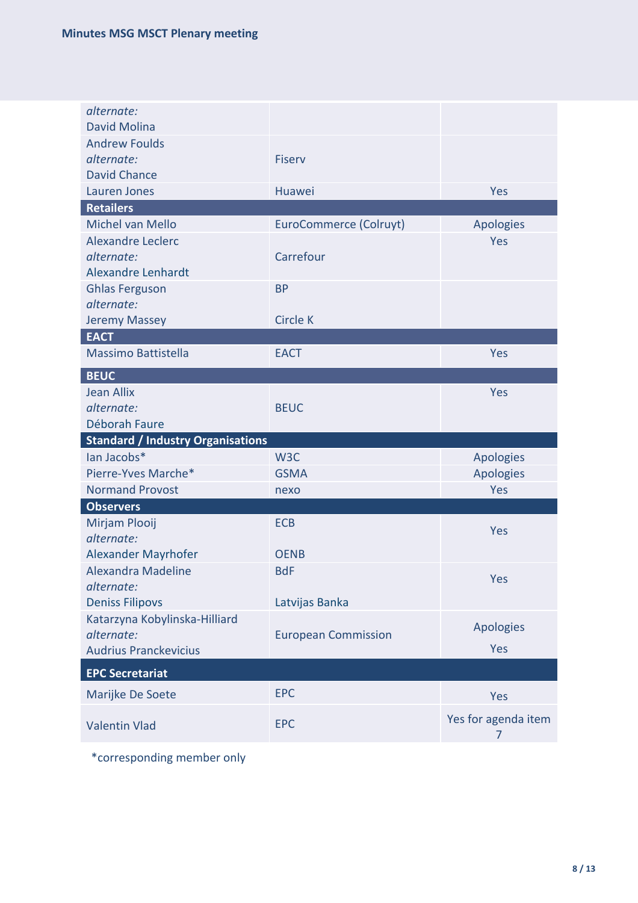| | | |
|---|---|---|
| *alternate:* David Molina | | |
| Andrew Foulds *alternate:* David Chance | Fiserv | |
| Lauren Jones | Huawei | Yes |
| **Retailers** | | |
| Michel van Mello | EuroCommerce (Colruyt) | Apologies |
| Alexandre Leclerc *alternate:* Alexandre Lenhardt | Carrefour | Yes |
| Ghlas Ferguson *alternate:* Jeremy Massey | BP Circle K | |
| **EACT** | | |
| Massimo Battistella | EACT | Yes |
| **BEUC** | | |
| Jean Allix *alternate:* Déborah Faure | BEUC | Yes |
| **Standard / Industry Organisations** | | |
| Ian Jacobs* | W3C | Apologies |
| Pierre-Yves Marche* | GSMA | Apologies |
| Normand Provost | nexo | Yes |
| **Observers** | | |
| Mirjam Plooij *alternate:* Alexander Mayrhofer | ECB OENB | Yes |
| Alexandra Madeline *alternate:* Deniss Filipovs | BdF Latvijas Banka | Yes |
| Katarzyna Kobylinska-Hilliard *alternate:* Audrius Pranckevicius | European Commission | Apologies Yes |
| **EPC Secretariat** | | |
| Marijke De Soete | EPC | Yes |
| Valentin Vlad | EPC | Yes for agenda item 7 |

*corresponding member only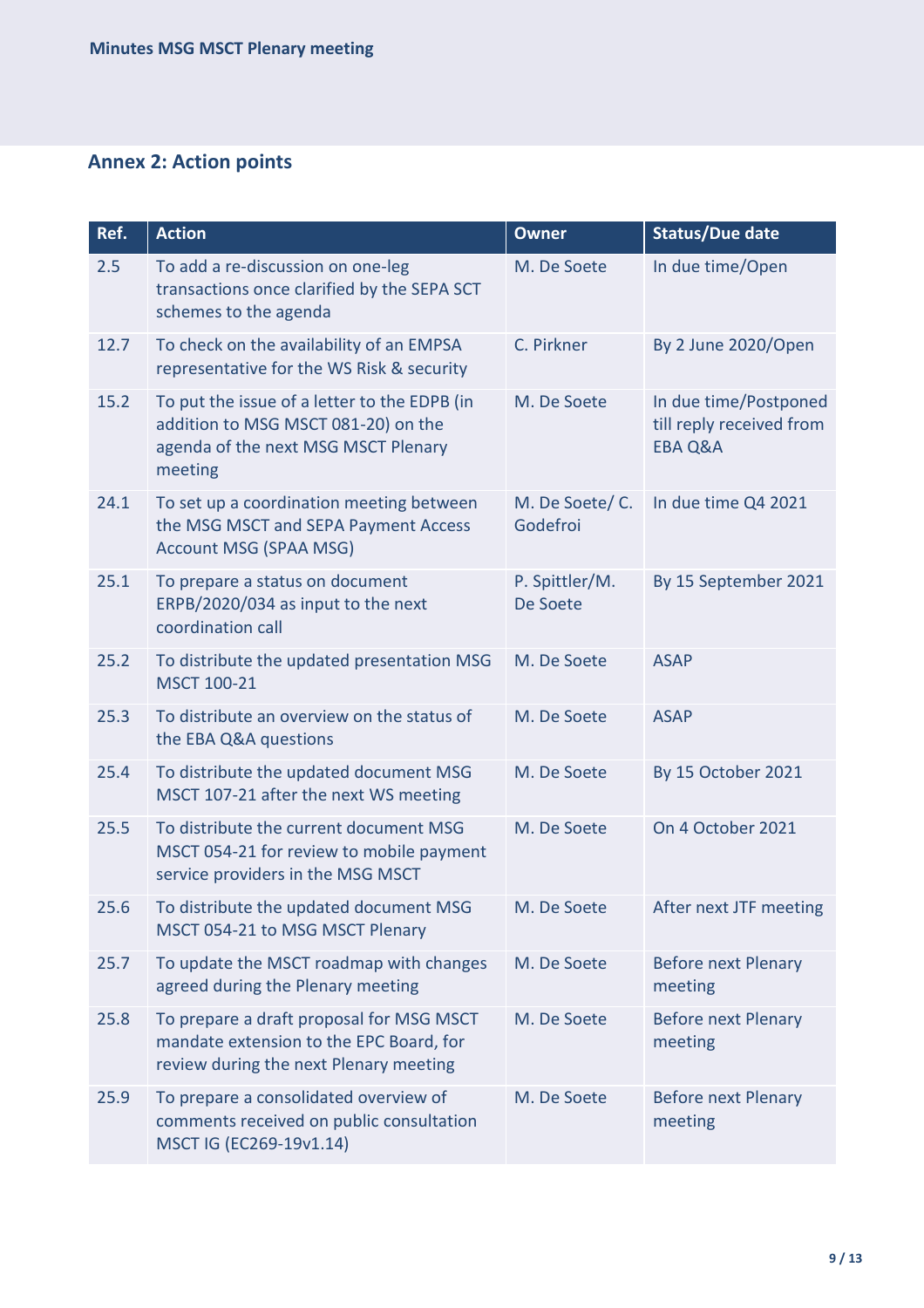## Annex 2: Action points

| Ref. | Action | Owner | Status/Due date |
|---|---|---|---|
| 2.5 | To add a re-discussion on one-leg transactions once clarified by the SEPA SCT schemes to the agenda | M. De Soete | In due time/Open |
| 12.7 | To check on the availability of an EMPSA representative for the WS Risk & security | C. Pirkner | By 2 June 2020/Open |
| 15.2 | To put the issue of a letter to the EDPB (in addition to MSG MSCT 081-20) on the agenda of the next MSG MSCT Plenary meeting | M. De Soete | In due time/Postponed till reply received from EBA Q&A |
| 24.1 | To set up a coordination meeting between the MSG MSCT and SEPA Payment Access Account MSG (SPAA MSG) | M. De Soete/ C. Godefroi | In due time Q4 2021 |
| 25.1 | To prepare a status on document ERPB/2020/034 as input to the next coordination call | P. Spittler/M. De Soete | By 15 September 2021 |
| 25.2 | To distribute the updated presentation MSG MSCT 100-21 | M. De Soete | ASAP |
| 25.3 | To distribute an overview on the status of the EBA Q&A questions | M. De Soete | ASAP |
| 25.4 | To distribute the updated document MSG MSCT 107-21 after the next WS meeting | M. De Soete | By 15 October 2021 |
| 25.5 | To distribute the current document MSG MSCT 054-21 for review to mobile payment service providers in the MSG MSCT | M. De Soete | On 4 October 2021 |
| 25.6 | To distribute the updated document MSG MSCT 054-21 to MSG MSCT Plenary | M. De Soete | After next JTF meeting |
| 25.7 | To update the MSCT roadmap with changes agreed during the Plenary meeting | M. De Soete | Before next Plenary meeting |
| 25.8 | To prepare a draft proposal for MSG MSCT mandate extension to the EPC Board, for review during the next Plenary meeting | M. De Soete | Before next Plenary meeting |
| 25.9 | To prepare a consolidated overview of comments received on public consultation MSCT IG (EC269-19v1.14) | M. De Soete | Before next Plenary meeting |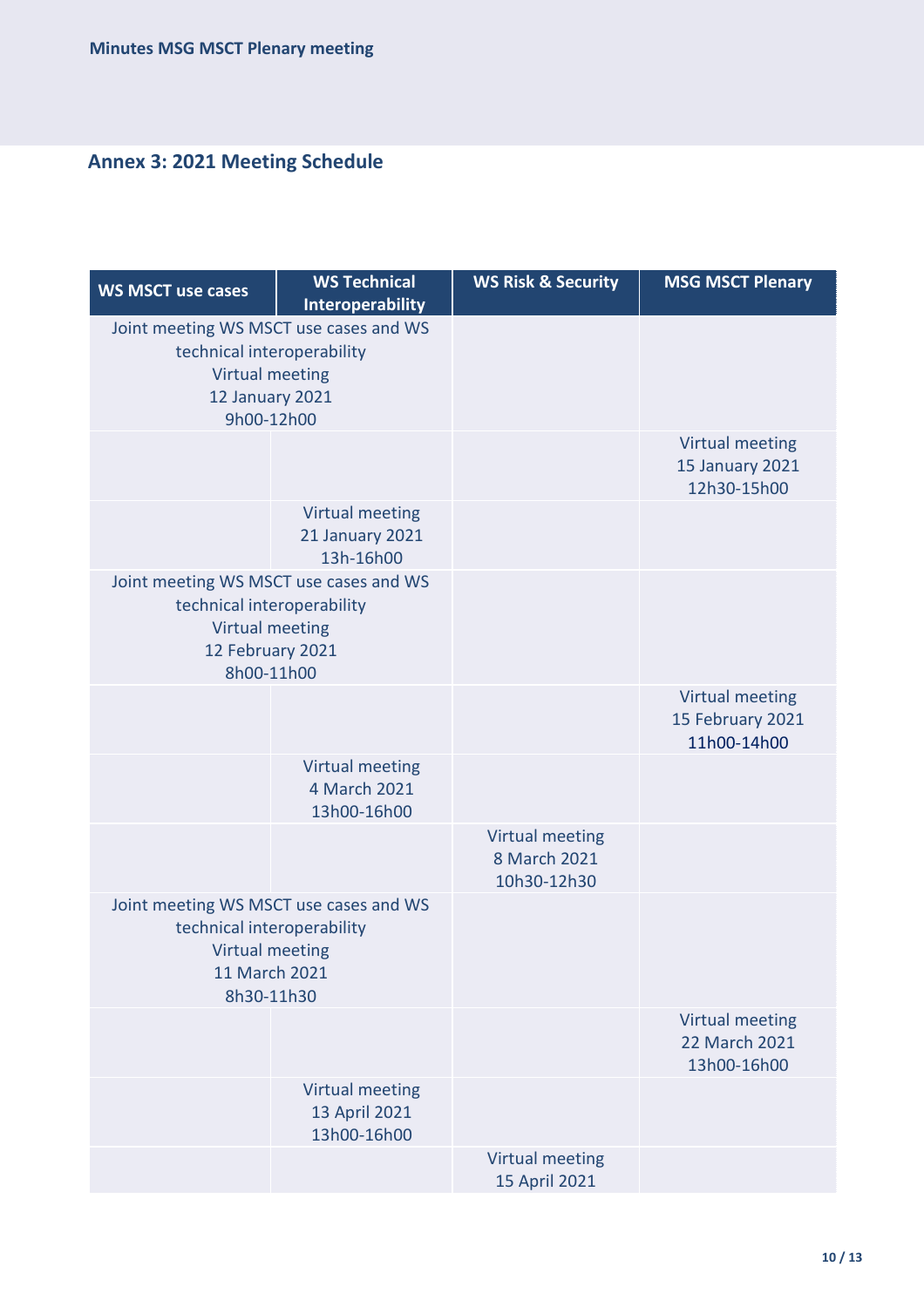## Annex 3: 2021 Meeting Schedule

| WS MSCT use cases | WS Technical Interoperability | WS Risk & Security | MSG MSCT Plenary |
|---|---|---|---|
| Joint meeting WS MSCT use cases and WS technical interoperability Virtual meeting 12 January 2021 9h00-12h00 | | | |
| | | | Virtual meeting 15 January 2021 12h30-15h00 |
| | Virtual meeting 21 January 2021 13h-16h00 | | |
| Joint meeting WS MSCT use cases and WS technical interoperability Virtual meeting 12 February 2021 8h00-11h00 | | | |
| | | | Virtual meeting 15 February 2021 11h00-14h00 |
| | Virtual meeting 4 March 2021 13h00-16h00 | | |
| | | Virtual meeting 8 March 2021 10h30-12h30 | |
| Joint meeting WS MSCT use cases and WS technical interoperability Virtual meeting 11 March 2021 8h30-11h30 | | | |
| | | | Virtual meeting 22 March 2021 13h00-16h00 |
| | Virtual meeting 13 April 2021 13h00-16h00 | | |
| | | Virtual meeting 15 April 2021 | |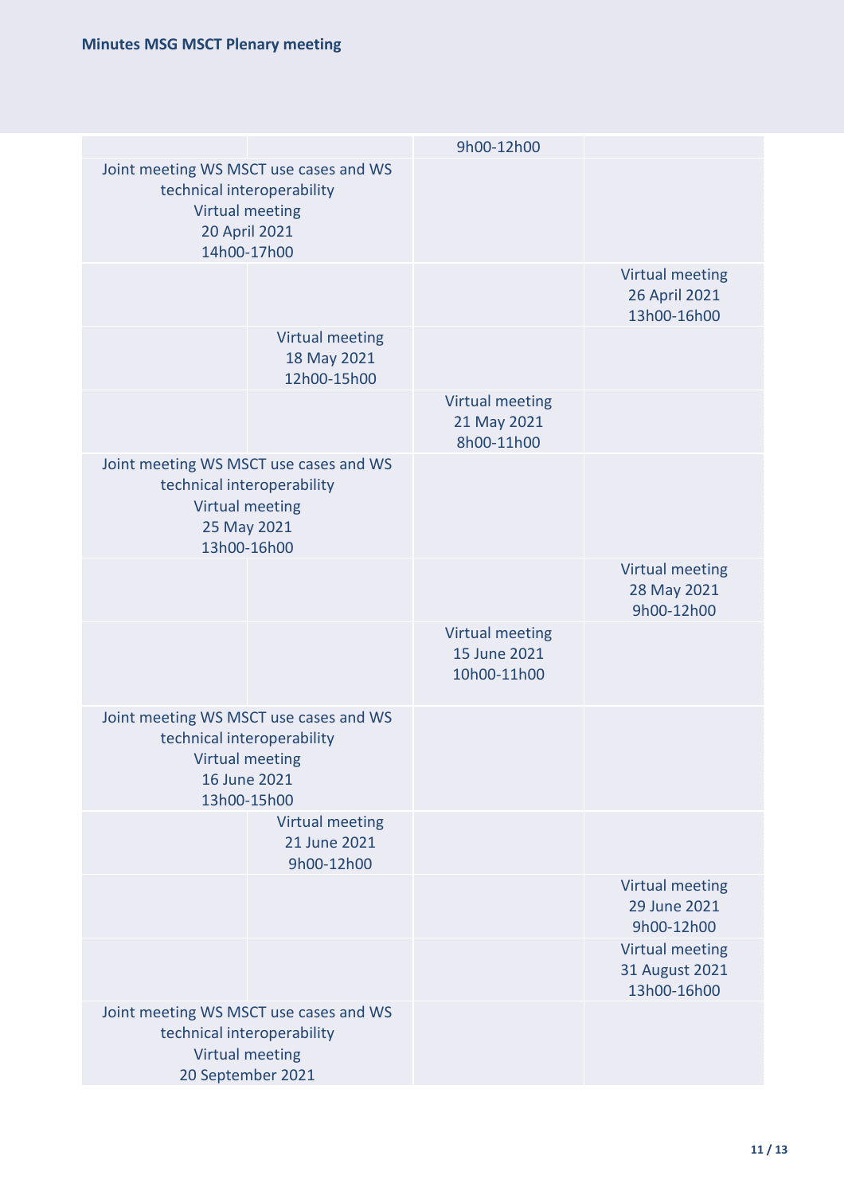| | | 9h00-12h00 | |
|---|---|---|---|
| Joint meeting WS MSCT use cases and WS technical interoperability<br>Virtual meeting<br>20 April 2021<br>14h00-17h00 | | | |
| | | | Virtual meeting<br>26 April 2021<br>13h00-16h00 |
| | Virtual meeting<br>18 May 2021<br>12h00-15h00 | | |
| | | Virtual meeting<br>21 May 2021<br>8h00-11h00 | |
| Joint meeting WS MSCT use cases and WS technical interoperability<br>Virtual meeting<br>25 May 2021<br>13h00-16h00 | | | |
| | | | Virtual meeting<br>28 May 2021<br>9h00-12h00 |
| | | Virtual meeting<br>15 June 2021<br>10h00-11h00 | |
| Joint meeting WS MSCT use cases and WS technical interoperability<br>Virtual meeting<br>16 June 2021<br>13h00-15h00 | | | |
| | Virtual meeting<br>21 June 2021<br>9h00-12h00 | | |
| | | | Virtual meeting<br>29 June 2021<br>9h00-12h00 |
| | | | Virtual meeting<br>31 August 2021<br>13h00-16h00 |
| Joint meeting WS MSCT use cases and WS technical interoperability<br>Virtual meeting<br>20 September 2021 | | | |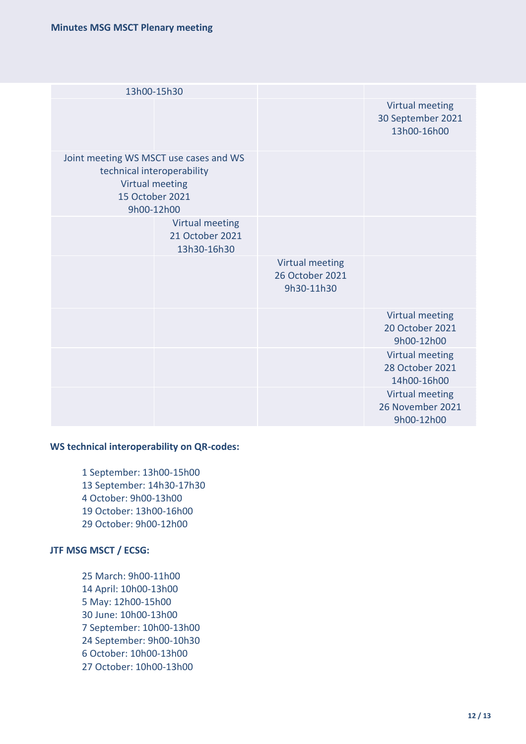| | | | |
|---|---|---|---|
| 13h00-15h30 | | | |
| | | | Virtual meeting 30 September 2021 13h00-16h00 |
| Joint meeting WS MSCT use cases and WS technical interoperability Virtual meeting 15 October 2021 9h00-12h00 | | | |
| | Virtual meeting 21 October 2021 13h30-16h30 | | |
| | | Virtual meeting 26 October 2021 9h30-11h30 | |
| | | | Virtual meeting 20 October 2021 9h00-12h00 |
| | | | Virtual meeting 28 October 2021 14h00-16h00 |
| | | | Virtual meeting 26 November 2021 9h00-12h00 |

**WS technical interoperability on QR-codes:**

1 September: 13h00-15h00
13 September: 14h30-17h30
4 October: 9h00-13h00
19 October: 13h00-16h00
29 October: 9h00-12h00

**JTF MSG MSCT / ECSG:**

25 March: 9h00-11h00
14 April: 10h00-13h00
5 May: 12h00-15h00
30 June: 10h00-13h00
7 September: 10h00-13h00
24 September: 9h00-10h30
6 October: 10h00-13h00
27 October: 10h00-13h00